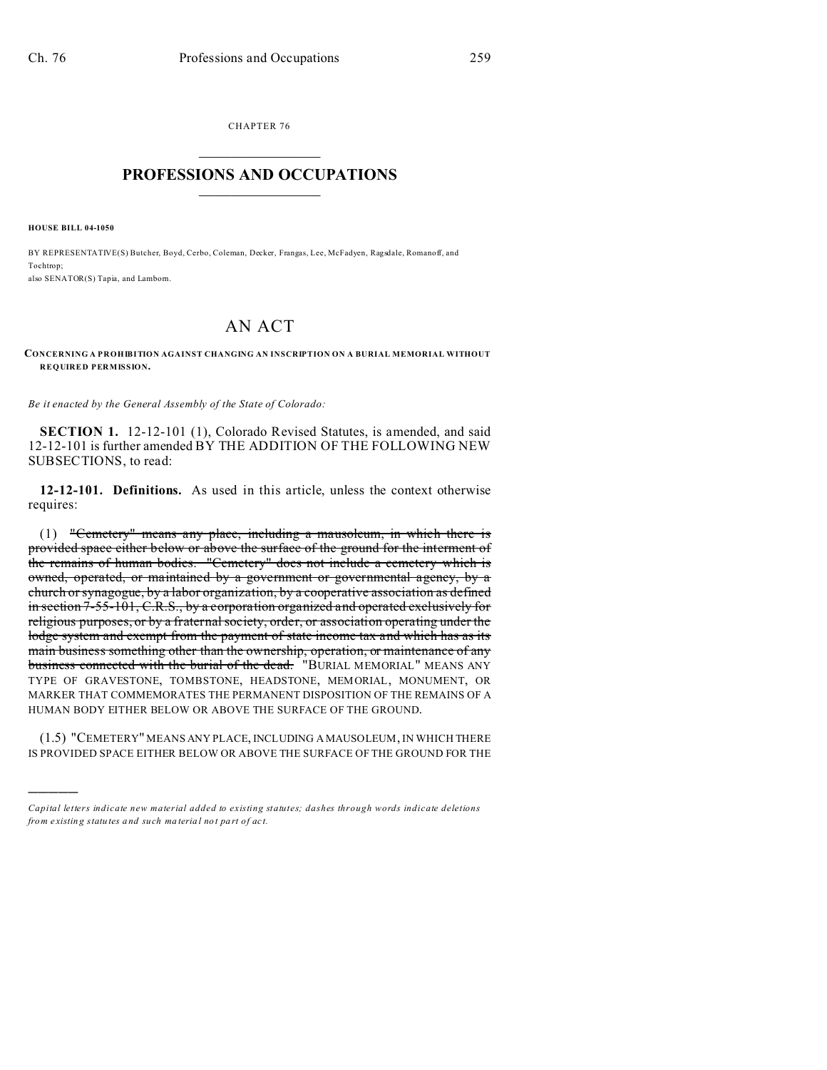CHAPTER 76

# PROFESSIONS AND OCCUPATIONS

**HOUSE BILL 04-1050**

BY REPRESENTATIVE(S) Butcher, Boyd, Cerbo, Coleman, Decker, Frangas, Lee, McFadyen, Ragsdale, Romanoff, and Tochtrop;
also SENATOR(S) Tapia, and Lamborn.

# AN ACT

**CONCERNING A PROHIBITION AGAINST CHANGING AN INSCRIPTION ON A BURIAL MEMORIAL WITHOUT REQUIRED PERMISSION.**

*Be it enacted by the General Assembly of the State of Colorado:*

**SECTION 1.** 12-12-101 (1), Colorado Revised Statutes, is amended, and said 12-12-101 is further amended BY THE ADDITION OF THE FOLLOWING NEW SUBSECTIONS, to read:

**12-12-101. Definitions.** As used in this article, unless the context otherwise requires:

(1) ~~"Cemetery" means any place, including a mausoleum, in which there is provided space either below or above the surface of the ground for the interment of the remains of human bodies. "Cemetery" does not include a cemetery which is owned, operated, or maintained by a government or governmental agency, by a church or synagogue, by a labor organization, by a cooperative association as defined in section 7-55-101, C.R.S., by a corporation organized and operated exclusively for religious purposes, or by a fraternal society, order, or association operating under the lodge system and exempt from the payment of state income tax and which has as its main business something other than the ownership, operation, or maintenance of any business connected with the burial of the dead.~~ "BURIAL MEMORIAL" MEANS ANY TYPE OF GRAVESTONE, TOMBSTONE, HEADSTONE, MEMORIAL, MONUMENT, OR MARKER THAT COMMEMORATES THE PERMANENT DISPOSITION OF THE REMAINS OF A HUMAN BODY EITHER BELOW OR ABOVE THE SURFACE OF THE GROUND.

(1.5) "CEMETERY" MEANS ANY PLACE, INCLUDING A MAUSOLEUM, IN WHICH THERE IS PROVIDED SPACE EITHER BELOW OR ABOVE THE SURFACE OF THE GROUND FOR THE

---

*Capital letters indicate new material added to existing statutes; dashes through words indicate deletions from existing statutes and such material not part of act.*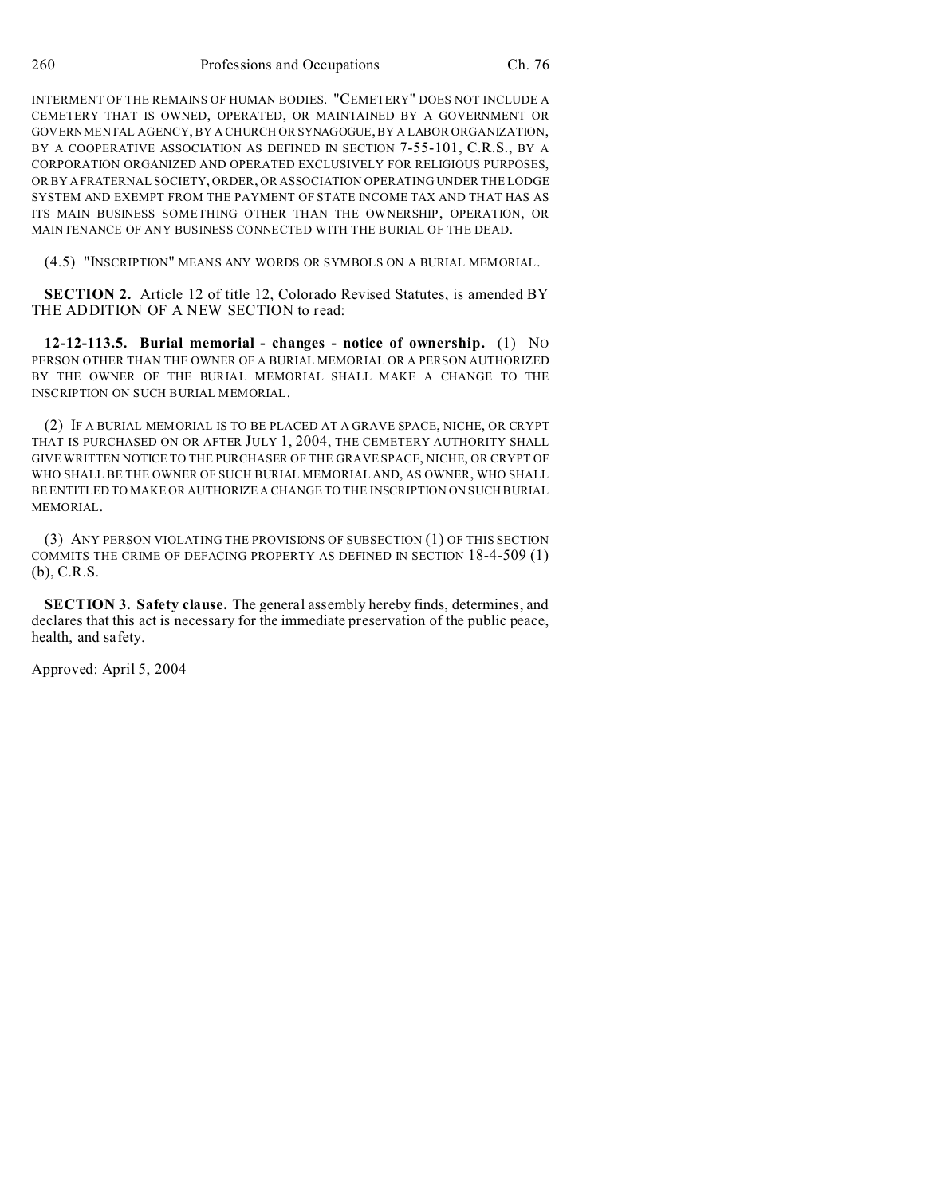INTERMENT OF THE REMAINS OF HUMAN BODIES. "CEMETERY" DOES NOT INCLUDE A CEMETERY THAT IS OWNED, OPERATED, OR MAINTAINED BY A GOVERNMENT OR GOVERNMENTAL AGENCY, BY A CHURCH OR SYNAGOGUE, BY A LABOR ORGANIZATION, BY A COOPERATIVE ASSOCIATION AS DEFINED IN SECTION 7-55-101, C.R.S., BY A CORPORATION ORGANIZED AND OPERATED EXCLUSIVELY FOR RELIGIOUS PURPOSES, OR BY A FRATERNAL SOCIETY, ORDER, OR ASSOCIATION OPERATING UNDER THE LODGE SYSTEM AND EXEMPT FROM THE PAYMENT OF STATE INCOME TAX AND THAT HAS AS ITS MAIN BUSINESS SOMETHING OTHER THAN THE OWNERSHIP, OPERATION, OR MAINTENANCE OF ANY BUSINESS CONNECTED WITH THE BURIAL OF THE DEAD.

(4.5) "INSCRIPTION" MEANS ANY WORDS OR SYMBOLS ON A BURIAL MEMORIAL.

**SECTION 2.** Article 12 of title 12, Colorado Revised Statutes, is amended BY THE ADDITION OF A NEW SECTION to read:

**12-12-113.5. Burial memorial - changes - notice of ownership.** (1) NO PERSON OTHER THAN THE OWNER OF A BURIAL MEMORIAL OR A PERSON AUTHORIZED BY THE OWNER OF THE BURIAL MEMORIAL SHALL MAKE A CHANGE TO THE INSCRIPTION ON SUCH BURIAL MEMORIAL.

(2) IF A BURIAL MEMORIAL IS TO BE PLACED AT A GRAVE SPACE, NICHE, OR CRYPT THAT IS PURCHASED ON OR AFTER JULY 1, 2004, THE CEMETERY AUTHORITY SHALL GIVE WRITTEN NOTICE TO THE PURCHASER OF THE GRAVE SPACE, NICHE, OR CRYPT OF WHO SHALL BE THE OWNER OF SUCH BURIAL MEMORIAL AND, AS OWNER, WHO SHALL BE ENTITLED TO MAKE OR AUTHORIZE A CHANGE TO THE INSCRIPTION ON SUCH BURIAL MEMORIAL.

(3) ANY PERSON VIOLATING THE PROVISIONS OF SUBSECTION (1) OF THIS SECTION COMMITS THE CRIME OF DEFACING PROPERTY AS DEFINED IN SECTION 18-4-509 (1) (b), C.R.S.

**SECTION 3. Safety clause.** The general assembly hereby finds, determines, and declares that this act is necessary for the immediate preservation of the public peace, health, and safety.

Approved: April 5, 2004